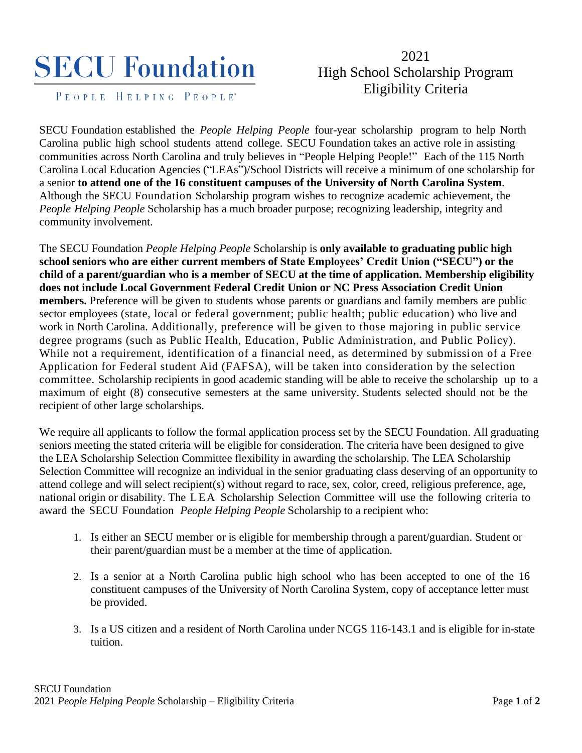# SECU Foundation

PEOPLE HELPING PEOPLE®

## 2021
## High School Scholarship Program
## Eligibility Criteria

SECU Foundation established the *People Helping People* four-year scholarship program to help North Carolina public high school students attend college. SECU Foundation takes an active role in assisting communities across North Carolina and truly believes in "People Helping People!" Each of the 115 North Carolina Local Education Agencies ("LEAs")/School Districts will receive a minimum of one scholarship for a senior **to attend one of the 16 constituent campuses of the University of North Carolina System**. Although the SECU Foundation Scholarship program wishes to recognize academic achievement, the *People Helping People* Scholarship has a much broader purpose; recognizing leadership, integrity and community involvement.

The SECU Foundation *People Helping People* Scholarship is **only available to graduating public high school seniors who are either current members of State Employees' Credit Union ("SECU") or the child of a parent/guardian who is a member of SECU at the time of application. Membership eligibility does not include Local Government Federal Credit Union or NC Press Association Credit Union members.** Preference will be given to students whose parents or guardians and family members are public sector employees (state, local or federal government; public health; public education) who live and work in North Carolina. Additionally, preference will be given to those majoring in public service degree programs (such as Public Health, Education, Public Administration, and Public Policy). While not a requirement, identification of a financial need, as determined by submission of a Free Application for Federal student Aid (FAFSA), will be taken into consideration by the selection committee. Scholarship recipients in good academic standing will be able to receive the scholarship up to a maximum of eight (8) consecutive semesters at the same university. Students selected should not be the recipient of other large scholarships.

We require all applicants to follow the formal application process set by the SECU Foundation. All graduating seniors meeting the stated criteria will be eligible for consideration. The criteria have been designed to give the LEA Scholarship Selection Committee flexibility in awarding the scholarship. The LEA Scholarship Selection Committee will recognize an individual in the senior graduating class deserving of an opportunity to attend college and will select recipient(s) without regard to race, sex, color, creed, religious preference, age, national origin or disability. The LEA Scholarship Selection Committee will use the following criteria to award the SECU Foundation *People Helping People* Scholarship to a recipient who:

1. Is either an SECU member or is eligible for membership through a parent/guardian. Student or their parent/guardian must be a member at the time of application.

2. Is a senior at a North Carolina public high school who has been accepted to one of the 16 constituent campuses of the University of North Carolina System, copy of acceptance letter must be provided.

3. Is a US citizen and a resident of North Carolina under NCGS 116-143.1 and is eligible for in-state tuition.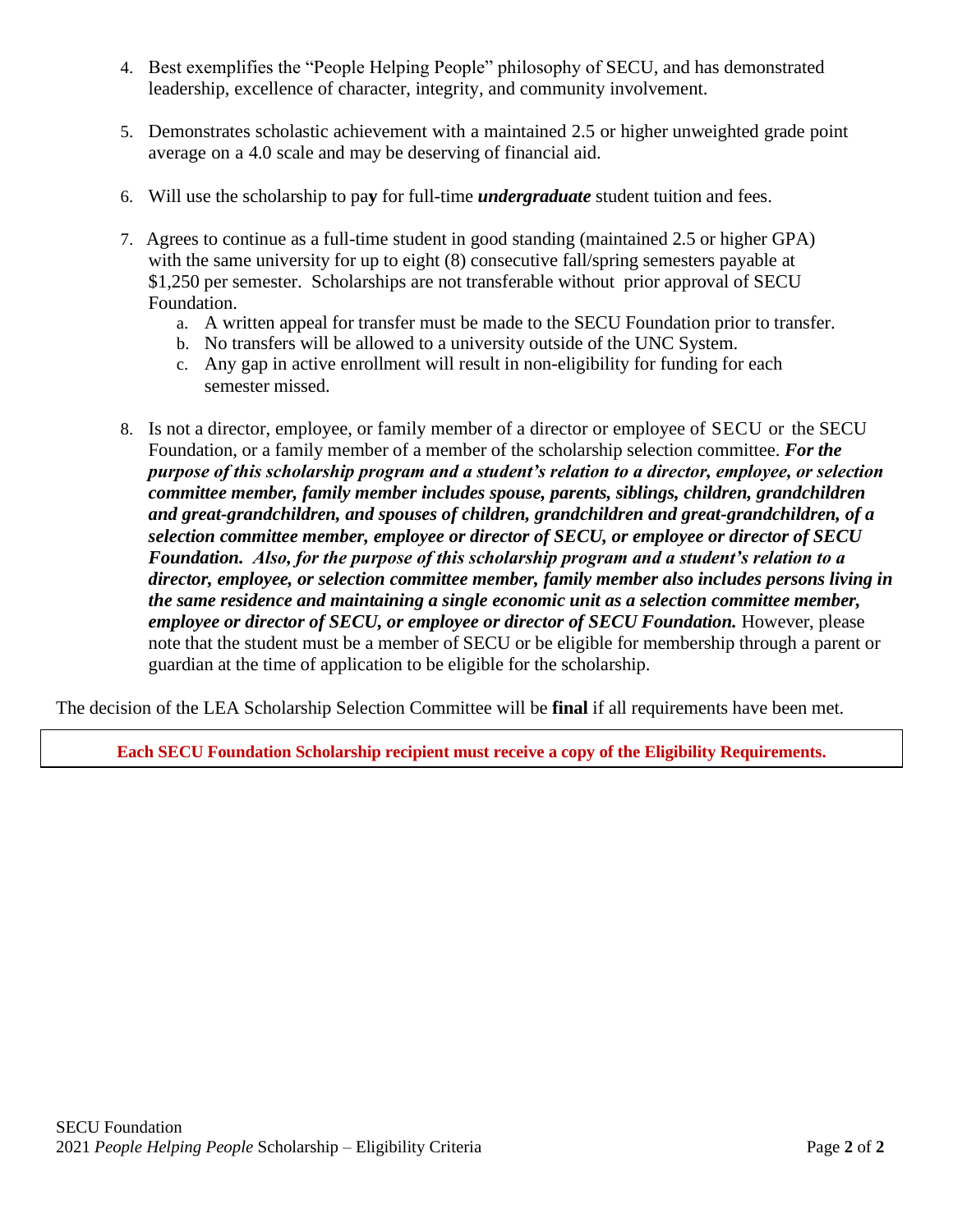4. Best exemplifies the "People Helping People" philosophy of SECU, and has demonstrated leadership, excellence of character, integrity, and community involvement.

5. Demonstrates scholastic achievement with a maintained 2.5 or higher unweighted grade point average on a 4.0 scale and may be deserving of financial aid.

6. Will use the scholarship to pay for full-time ***undergraduate*** student tuition and fees.

7. Agrees to continue as a full-time student in good standing (maintained 2.5 or higher GPA) with the same university for up to eight (8) consecutive fall/spring semesters payable at $1,250 per semester. Scholarships are not transferable without prior approval of SECU Foundation.
   a. A written appeal for transfer must be made to the SECU Foundation prior to transfer.
   b. No transfers will be allowed to a university outside of the UNC System.
   c. Any gap in active enrollment will result in non-eligibility for funding for each semester missed.

8. Is not a director, employee, or family member of a director or employee of SECU or the SECU Foundation, or a family member of a member of the scholarship selection committee. ***For the purpose of this scholarship program and a student's relation to a director, employee, or selection committee member, family member includes spouse, parents, siblings, children, grandchildren and great-grandchildren, and spouses of children, grandchildren and great-grandchildren, of a selection committee member, employee or director of SECU, or employee or director of SECU Foundation. Also, for the purpose of this scholarship program and a student's relation to a director, employee, or selection committee member, family member also includes persons living in the same residence and maintaining a single economic unit as a selection committee member, employee or director of SECU, or employee or director of SECU Foundation.*** However, please note that the student must be a member of SECU or be eligible for membership through a parent or guardian at the time of application to be eligible for the scholarship.

The decision of the LEA Scholarship Selection Committee will be **final** if all requirements have been met.

**Each SECU Foundation Scholarship recipient must receive a copy of the Eligibility Requirements.**